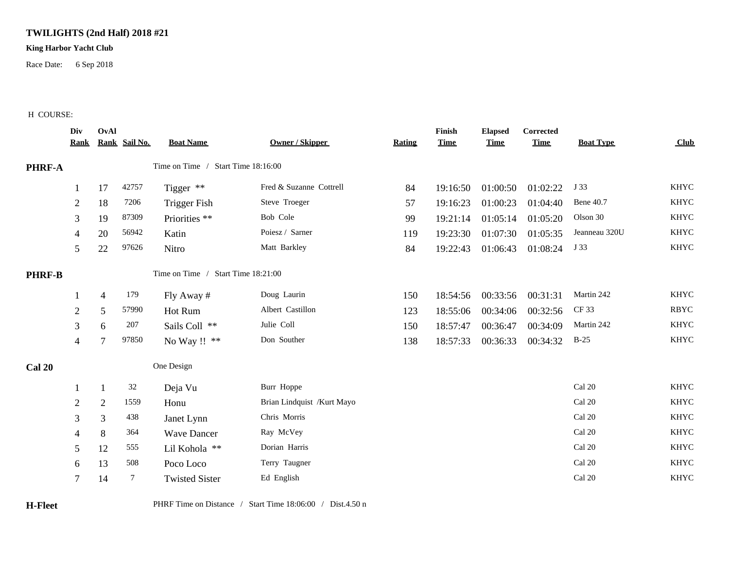**TWILIGHTS (2nd Half) 2018 #21**

**King Harbor Yacht Club**

Race Date: 6 Sep 2018

H COURSE:

| | Div Rank | OvAl Rank | Sail No. | Boat Name | Owner / Skipper | Rating | Finish Time | Elapsed Time | Corrected Time | Boat Type | Club |
|---|---|---|---|---|---|---|---|---|---|---|---|
| **PHRF-A** | | | | Time on Time / Start Time 18:16:00 | | | | | | | |
| | 1 | 17 | 42757 | Tigger ** | Fred & Suzanne Cottrell | 84 | 19:16:50 | 01:00:50 | 01:02:22 | J 33 | KHYC |
| | 2 | 18 | 7206 | Trigger Fish | Steve Troeger | 57 | 19:16:23 | 01:00:23 | 01:04:40 | Bene 40.7 | KHYC |
| | 3 | 19 | 87309 | Priorities ** | Bob Cole | 99 | 19:21:14 | 01:05:14 | 01:05:20 | Olson 30 | KHYC |
| | 4 | 20 | 56942 | Katin | Poiesz / Sarner | 119 | 19:23:30 | 01:07:30 | 01:05:35 | Jeanneau 320U | KHYC |
| | 5 | 22 | 97626 | Nitro | Matt Barkley | 84 | 19:22:43 | 01:06:43 | 01:08:24 | J 33 | KHYC |
| **PHRF-B** | | | | Time on Time / Start Time 18:21:00 | | | | | | | |
| | 1 | 4 | 179 | Fly Away # | Doug Laurin | 150 | 18:54:56 | 00:33:56 | 00:31:31 | Martin 242 | KHYC |
| | 2 | 5 | 57990 | Hot Rum | Albert Castillon | 123 | 18:55:06 | 00:34:06 | 00:32:56 | CF 33 | RBYC |
| | 3 | 6 | 207 | Sails Coll ** | Julie Coll | 150 | 18:57:47 | 00:36:47 | 00:34:09 | Martin 242 | KHYC |
| | 4 | 7 | 97850 | No Way !! ** | Don Souther | 138 | 18:57:33 | 00:36:33 | 00:34:32 | B-25 | KHYC |
| **Cal 20** | | | | One Design | | | | | | | |
| | 1 | 1 | 32 | Deja Vu | Burr Hoppe | | | | | Cal 20 | KHYC |
| | 2 | 2 | 1559 | Honu | Brian Lindquist /Kurt Mayo | | | | | Cal 20 | KHYC |
| | 3 | 3 | 438 | Janet Lynn | Chris Morris | | | | | Cal 20 | KHYC |
| | 4 | 8 | 364 | Wave Dancer | Ray McVey | | | | | Cal 20 | KHYC |
| | 5 | 12 | 555 | Lil Kohola ** | Dorian Harris | | | | | Cal 20 | KHYC |
| | 6 | 13 | 508 | Poco Loco | Terry Taugner | | | | | Cal 20 | KHYC |
| | 7 | 14 | 7 | Twisted Sister | Ed English | | | | | Cal 20 | KHYC |
| **H-Fleet** | | | | PHRF Time on Distance / Start Time 18:06:00 / Dist.4.50 n | | | | | | | |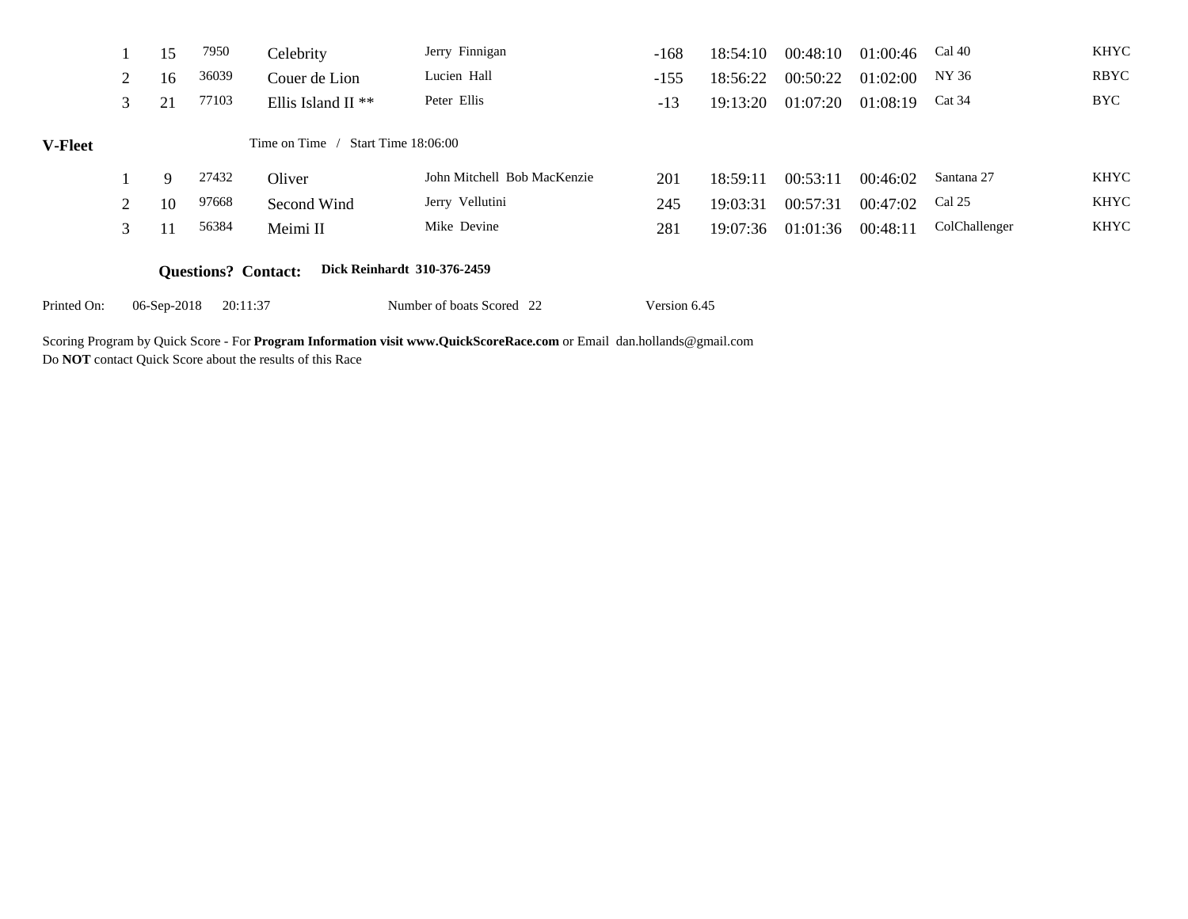| | | | | | | | | | | |
|---|---|---|---|---|---|---|---|---|---|---|
| 1 | 15 | 7950 | Celebrity | Jerry Finnigan | -168 | 18:54:10 | 00:48:10 | 01:00:46 | Cal 40 | KHYC |
| 2 | 16 | 36039 | Couer de Lion | Lucien Hall | -155 | 18:56:22 | 00:50:22 | 01:02:00 | NY 36 | RBYC |
| 3 | 21 | 77103 | Ellis Island II ** | Peter Ellis | -13 | 19:13:20 | 01:07:20 | 01:08:19 | Cat 34 | BYC |

**V-Fleet** Time on Time / Start Time 18:06:00

| | | | | | | | | | | |
|---|---|---|---|---|---|---|---|---|---|---|
| 1 | 9 | 27432 | Oliver | John Mitchell Bob MacKenzie | 201 | 18:59:11 | 00:53:11 | 00:46:02 | Santana 27 | KHYC |
| 2 | 10 | 97668 | Second Wind | Jerry Vellutini | 245 | 19:03:31 | 00:57:31 | 00:47:02 | Cal 25 | KHYC |
| 3 | 11 | 56384 | Meimi II | Mike Devine | 281 | 19:07:36 | 01:01:36 | 00:48:11 | ColChallenger | KHYC |

**Questions? Contact:** **Dick Reinhardt 310-376-2459**

Printed On: 06-Sep-2018 20:11:37 Number of boats Scored 22 Version 6.45

Scoring Program by Quick Score - For **Program Information visit www.QuickScoreRace.com** or Email dan.hollands@gmail.com
Do **NOT** contact Quick Score about the results of this Race